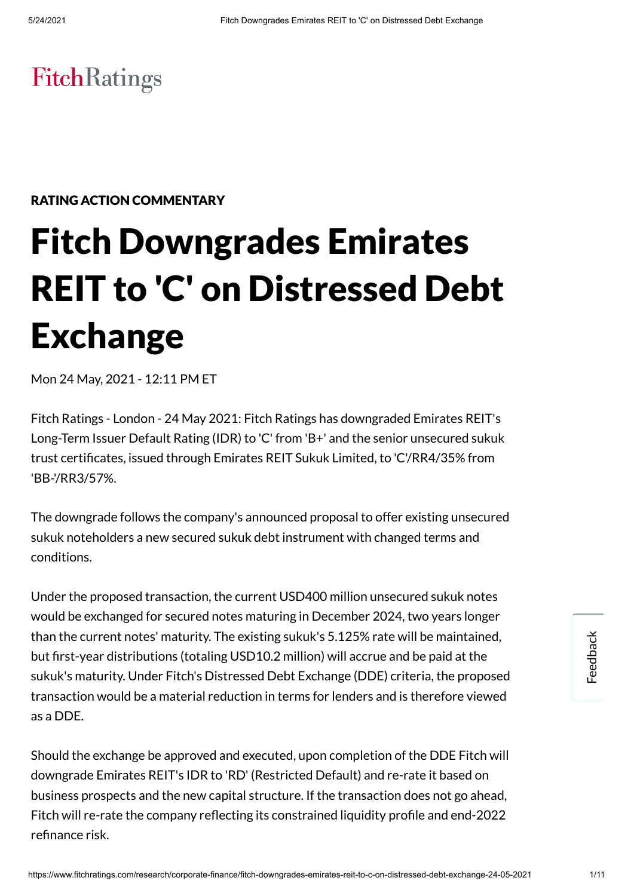FitchRatings

**RATING ACTION COMMENTARY**

# Fitch Downgrades Emirates REIT to 'C' on Distressed Debt Exchange

Mon 24 May, 2021 - 12:11 PM ET

Fitch Ratings - London - 24 May 2021: Fitch Ratings has downgraded Emirates REIT's Long-Term Issuer Default Rating (IDR) to 'C' from 'B+' and the senior unsecured sukuk trust certificates, issued through Emirates REIT Sukuk Limited, to 'C'/RR4/35% from 'BB-'/RR3/57%.

The downgrade follows the company's announced proposal to offer existing unsecured sukuk noteholders a new secured sukuk debt instrument with changed terms and conditions.

Under the proposed transaction, the current USD400 million unsecured sukuk notes would be exchanged for secured notes maturing in December 2024, two years longer than the current notes' maturity. The existing sukuk's 5.125% rate will be maintained, but first-year distributions (totaling USD10.2 million) will accrue and be paid at the sukuk's maturity. Under Fitch's Distressed Debt Exchange (DDE) criteria, the proposed transaction would be a material reduction in terms for lenders and is therefore viewed as a DDE.

Should the exchange be approved and executed, upon completion of the DDE Fitch will downgrade Emirates REIT's IDR to 'RD' (Restricted Default) and re-rate it based on business prospects and the new capital structure. If the transaction does not go ahead, Fitch will re-rate the company reflecting its constrained liquidity profile and end-2022 refinance risk.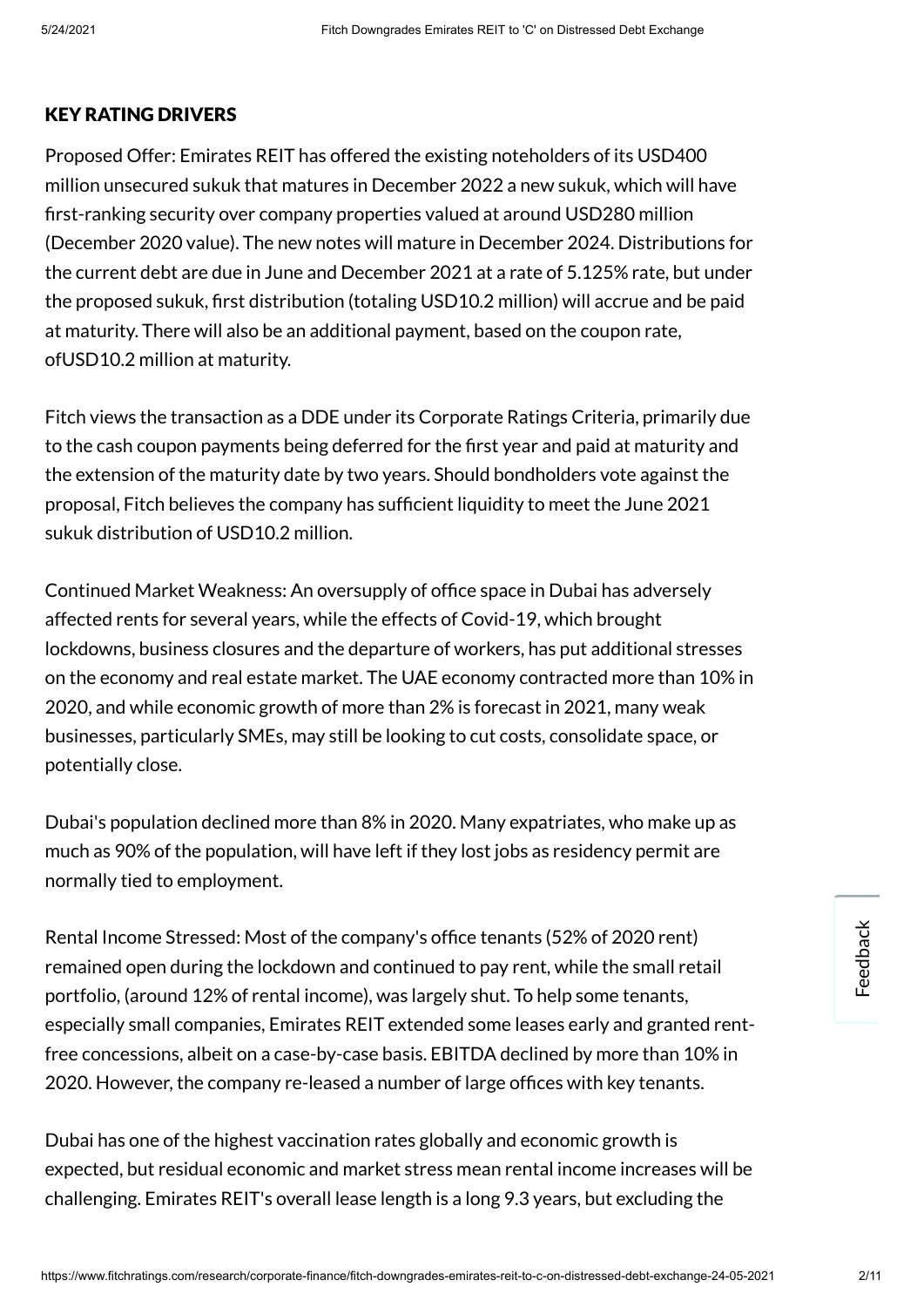## KEY RATING DRIVERS

Proposed Offer: Emirates REIT has offered the existing noteholders of its USD400 million unsecured sukuk that matures in December 2022 a new sukuk, which will have first-ranking security over company properties valued at around USD280 million (December 2020 value). The new notes will mature in December 2024. Distributions for the current debt are due in June and December 2021 at a rate of 5.125% rate, but under the proposed sukuk, first distribution (totaling USD10.2 million) will accrue and be paid at maturity. There will also be an additional payment, based on the coupon rate, ofUSD10.2 million at maturity.

Fitch views the transaction as a DDE under its Corporate Ratings Criteria, primarily due to the cash coupon payments being deferred for the first year and paid at maturity and the extension of the maturity date by two years. Should bondholders vote against the proposal, Fitch believes the company has sufficient liquidity to meet the June 2021 sukuk distribution of USD10.2 million.

Continued Market Weakness: An oversupply of office space in Dubai has adversely affected rents for several years, while the effects of Covid-19, which brought lockdowns, business closures and the departure of workers, has put additional stresses on the economy and real estate market. The UAE economy contracted more than 10% in 2020, and while economic growth of more than 2% is forecast in 2021, many weak businesses, particularly SMEs, may still be looking to cut costs, consolidate space, or potentially close.

Dubai's population declined more than 8% in 2020. Many expatriates, who make up as much as 90% of the population, will have left if they lost jobs as residency permit are normally tied to employment.

Rental Income Stressed: Most of the company's office tenants (52% of 2020 rent) remained open during the lockdown and continued to pay rent, while the small retail portfolio, (around 12% of rental income), was largely shut. To help some tenants, especially small companies, Emirates REIT extended some leases early and granted rent-free concessions, albeit on a case-by-case basis. EBITDA declined by more than 10% in 2020. However, the company re-leased a number of large offices with key tenants.

Dubai has one of the highest vaccination rates globally and economic growth is expected, but residual economic and market stress mean rental income increases will be challenging. Emirates REIT's overall lease length is a long 9.3 years, but excluding the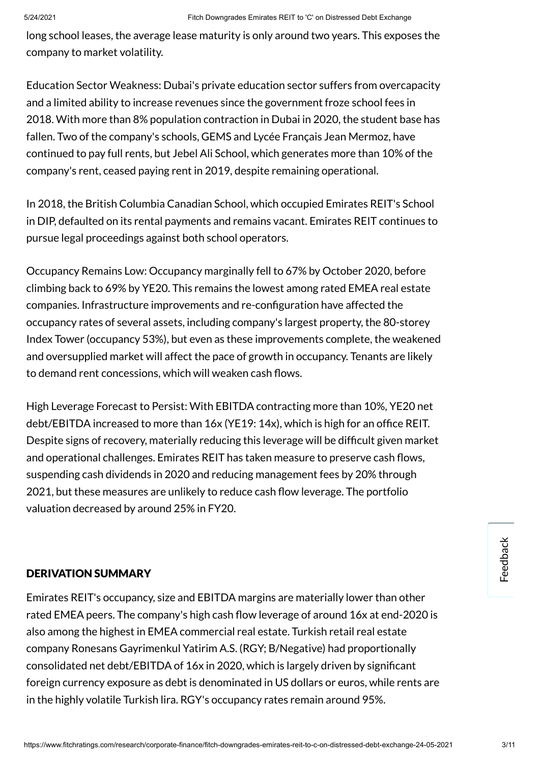long school leases, the average lease maturity is only around two years. This exposes the company to market volatility.

Education Sector Weakness: Dubai's private education sector suffers from overcapacity and a limited ability to increase revenues since the government froze school fees in 2018. With more than 8% population contraction in Dubai in 2020, the student base has fallen. Two of the company's schools, GEMS and Lycée Français Jean Mermoz, have continued to pay full rents, but Jebel Ali School, which generates more than 10% of the company's rent, ceased paying rent in 2019, despite remaining operational.

In 2018, the British Columbia Canadian School, which occupied Emirates REIT's School in DIP, defaulted on its rental payments and remains vacant. Emirates REIT continues to pursue legal proceedings against both school operators.

Occupancy Remains Low: Occupancy marginally fell to 67% by October 2020, before climbing back to 69% by YE20. This remains the lowest among rated EMEA real estate companies. Infrastructure improvements and re-configuration have affected the occupancy rates of several assets, including company's largest property, the 80-storey Index Tower (occupancy 53%), but even as these improvements complete, the weakened and oversupplied market will affect the pace of growth in occupancy. Tenants are likely to demand rent concessions, which will weaken cash flows.

High Leverage Forecast to Persist: With EBITDA contracting more than 10%, YE20 net debt/EBITDA increased to more than 16x (YE19: 14x), which is high for an office REIT. Despite signs of recovery, materially reducing this leverage will be difficult given market and operational challenges. Emirates REIT has taken measure to preserve cash flows, suspending cash dividends in 2020 and reducing management fees by 20% through 2021, but these measures are unlikely to reduce cash flow leverage. The portfolio valuation decreased by around 25% in FY20.

## DERIVATION SUMMARY

Emirates REIT's occupancy, size and EBITDA margins are materially lower than other rated EMEA peers. The company's high cash flow leverage of around 16x at end-2020 is also among the highest in EMEA commercial real estate. Turkish retail real estate company Ronesans Gayrimenkul Yatirim A.S. (RGY; B/Negative) had proportionally consolidated net debt/EBITDA of 16x in 2020, which is largely driven by significant foreign currency exposure as debt is denominated in US dollars or euros, while rents are in the highly volatile Turkish lira. RGY's occupancy rates remain around 95%.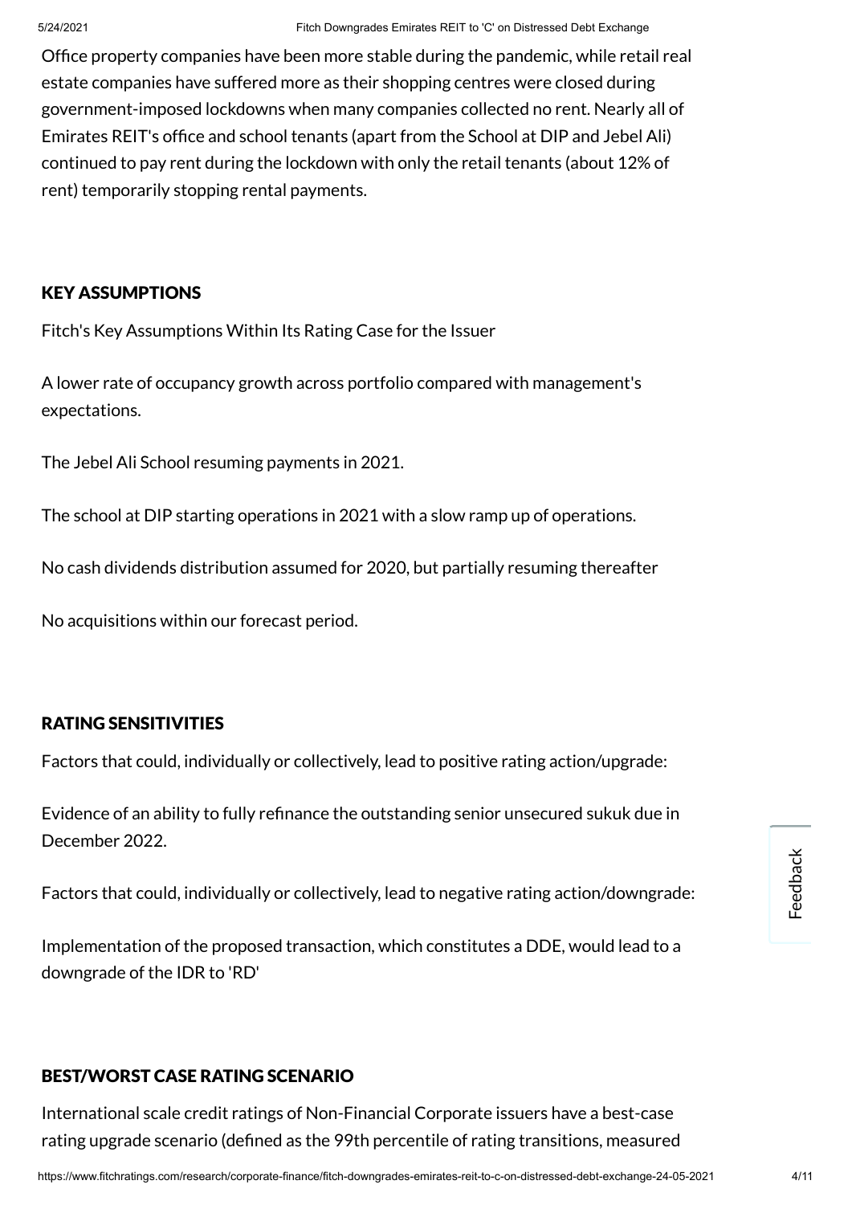Office property companies have been more stable during the pandemic, while retail real estate companies have suffered more as their shopping centres were closed during government-imposed lockdowns when many companies collected no rent. Nearly all of Emirates REIT's office and school tenants (apart from the School at DIP and Jebel Ali) continued to pay rent during the lockdown with only the retail tenants (about 12% of rent) temporarily stopping rental payments.

## KEY ASSUMPTIONS

Fitch's Key Assumptions Within Its Rating Case for the Issuer

A lower rate of occupancy growth across portfolio compared with management's expectations.

The Jebel Ali School resuming payments in 2021.

The school at DIP starting operations in 2021 with a slow ramp up of operations.

No cash dividends distribution assumed for 2020, but partially resuming thereafter

No acquisitions within our forecast period.

## RATING SENSITIVITIES

Factors that could, individually or collectively, lead to positive rating action/upgrade:

Evidence of an ability to fully refinance the outstanding senior unsecured sukuk due in December 2022.

Factors that could, individually or collectively, lead to negative rating action/downgrade:

Implementation of the proposed transaction, which constitutes a DDE, would lead to a downgrade of the IDR to 'RD'

## BEST/WORST CASE RATING SCENARIO

International scale credit ratings of Non-Financial Corporate issuers have a best-case rating upgrade scenario (defined as the 99th percentile of rating transitions, measured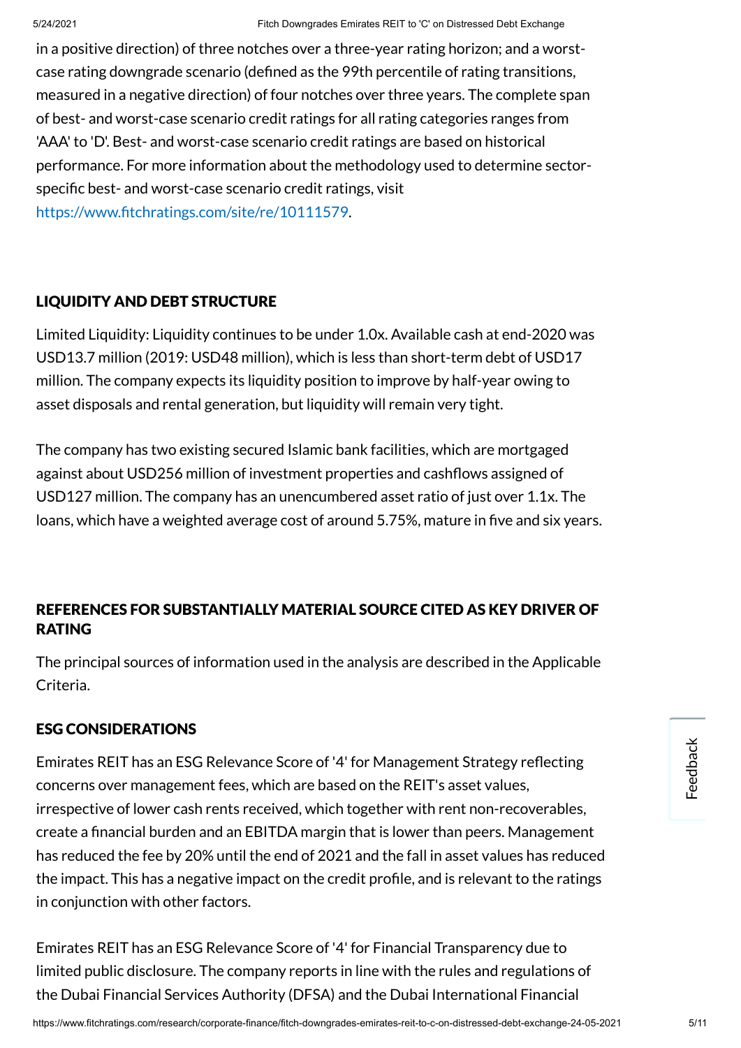in a positive direction) of three notches over a three-year rating horizon; and a worst-case rating downgrade scenario (defined as the 99th percentile of rating transitions, measured in a negative direction) of four notches over three years. The complete span of best- and worst-case scenario credit ratings for all rating categories ranges from 'AAA' to 'D'. Best- and worst-case scenario credit ratings are based on historical performance. For more information about the methodology used to determine sector-specific best- and worst-case scenario credit ratings, visit https://www.fitchratings.com/site/re/10111579.

## LIQUIDITY AND DEBT STRUCTURE

Limited Liquidity: Liquidity continues to be under 1.0x. Available cash at end-2020 was USD13.7 million (2019: USD48 million), which is less than short-term debt of USD17 million. The company expects its liquidity position to improve by half-year owing to asset disposals and rental generation, but liquidity will remain very tight.

The company has two existing secured Islamic bank facilities, which are mortgaged against about USD256 million of investment properties and cashflows assigned of USD127 million. The company has an unencumbered asset ratio of just over 1.1x. The loans, which have a weighted average cost of around 5.75%, mature in five and six years.

## REFERENCES FOR SUBSTANTIALLY MATERIAL SOURCE CITED AS KEY DRIVER OF RATING

The principal sources of information used in the analysis are described in the Applicable Criteria.

## ESG CONSIDERATIONS

Emirates REIT has an ESG Relevance Score of '4' for Management Strategy reflecting concerns over management fees, which are based on the REIT's asset values, irrespective of lower cash rents received, which together with rent non-recoverables, create a financial burden and an EBITDA margin that is lower than peers. Management has reduced the fee by 20% until the end of 2021 and the fall in asset values has reduced the impact. This has a negative impact on the credit profile, and is relevant to the ratings in conjunction with other factors.

Emirates REIT has an ESG Relevance Score of '4' for Financial Transparency due to limited public disclosure. The company reports in line with the rules and regulations of the Dubai Financial Services Authority (DFSA) and the Dubai International Financial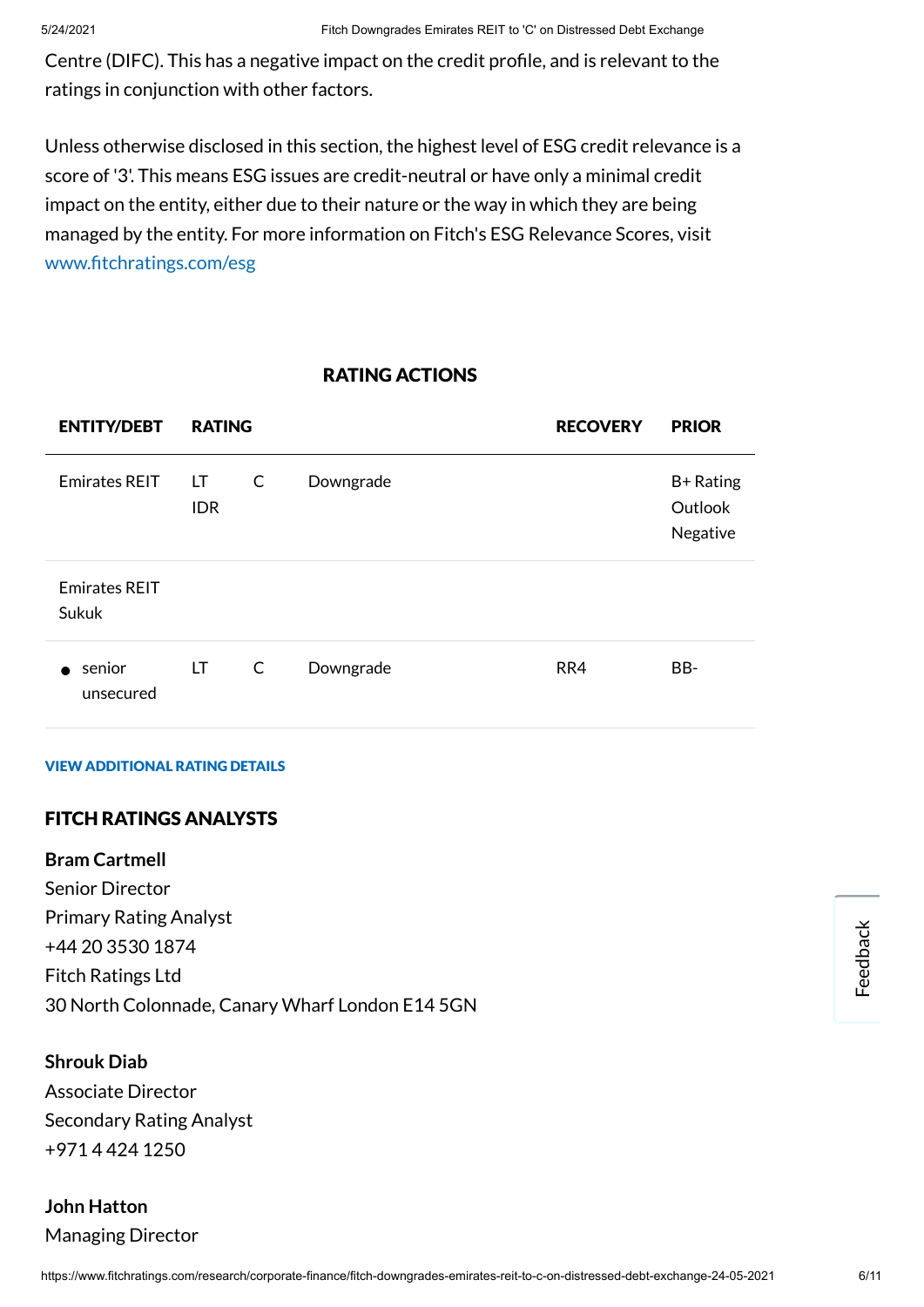Centre (DIFC). This has a negative impact on the credit profile, and is relevant to the ratings in conjunction with other factors.

Unless otherwise disclosed in this section, the highest level of ESG credit relevance is a score of '3'. This means ESG issues are credit-neutral or have only a minimal credit impact on the entity, either due to their nature or the way in which they are being managed by the entity. For more information on Fitch's ESG Relevance Scores, visit www.fitchratings.com/esg

## RATING ACTIONS

| ENTITY/DEBT | RATING | | | RECOVERY | PRIOR |
|---|---|---|---|---|---|
| Emirates REIT | LT IDR | C | Downgrade | | B+ Rating Outlook Negative |
| Emirates REIT Sukuk | | | | | |
| • senior unsecured | LT | C | Downgrade | RR4 | BB- |

**VIEW ADDITIONAL RATING DETAILS**

## FITCH RATINGS ANALYSTS

**Bram Cartmell**
Senior Director
Primary Rating Analyst
+44 20 3530 1874
Fitch Ratings Ltd
30 North Colonnade, Canary Wharf London E14 5GN

**Shrouk Diab**
Associate Director
Secondary Rating Analyst
+971 4 424 1250

**John Hatton**
Managing Director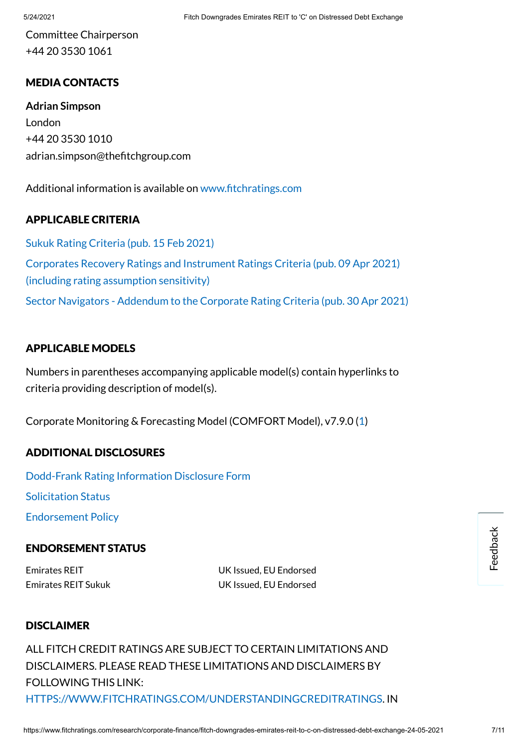Committee Chairperson
+44 20 3530 1061

## MEDIA CONTACTS

**Adrian Simpson**
London
+44 20 3530 1010
adrian.simpson@thefitchgroup.com

Additional information is available on www.fitchratings.com

## APPLICABLE CRITERIA

Sukuk Rating Criteria (pub. 15 Feb 2021)

Corporates Recovery Ratings and Instrument Ratings Criteria (pub. 09 Apr 2021) (including rating assumption sensitivity)

Sector Navigators - Addendum to the Corporate Rating Criteria (pub. 30 Apr 2021)

## APPLICABLE MODELS

Numbers in parentheses accompanying applicable model(s) contain hyperlinks to criteria providing description of model(s).

Corporate Monitoring & Forecasting Model (COMFORT Model), v7.9.0 (1)

## ADDITIONAL DISCLOSURES

Dodd-Frank Rating Information Disclosure Form

Solicitation Status

Endorsement Policy

## ENDORSEMENT STATUS

| | |
|---|---|
| Emirates REIT | UK Issued, EU Endorsed |
| Emirates REIT Sukuk | UK Issued, EU Endorsed |

## DISCLAIMER

ALL FITCH CREDIT RATINGS ARE SUBJECT TO CERTAIN LIMITATIONS AND DISCLAIMERS. PLEASE READ THESE LIMITATIONS AND DISCLAIMERS BY FOLLOWING THIS LINK: HTTPS://WWW.FITCHRATINGS.COM/UNDERSTANDINGCREDITRATINGS. IN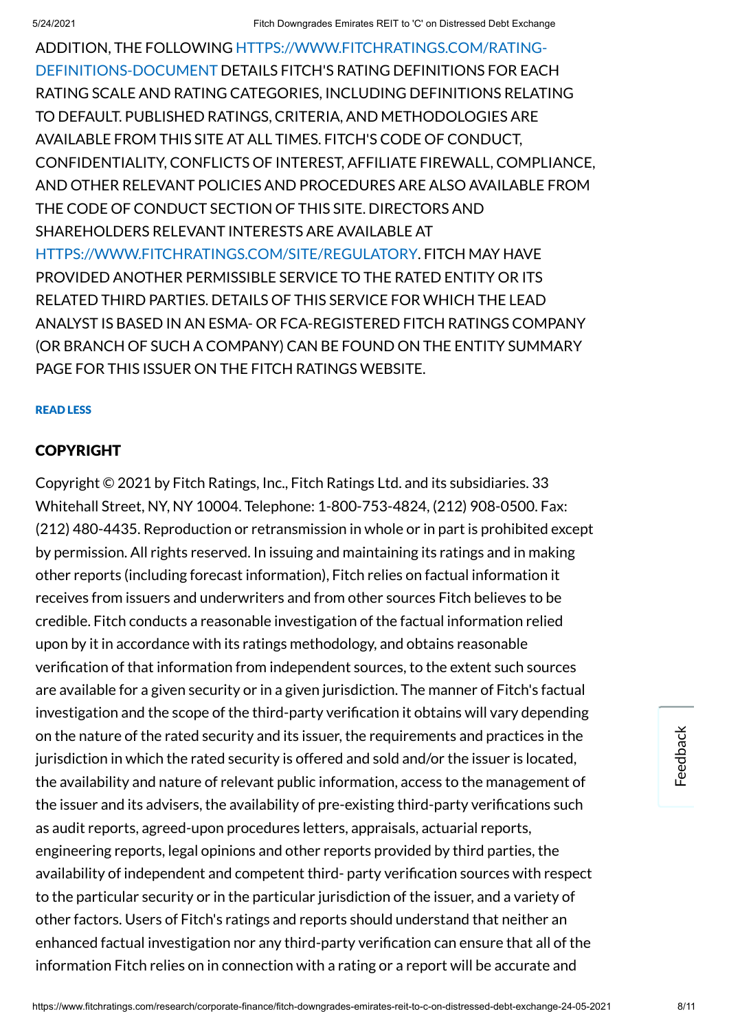ADDITION, THE FOLLOWING HTTPS://WWW.FITCHRATINGS.COM/RATING-DEFINITIONS-DOCUMENT DETAILS FITCH'S RATING DEFINITIONS FOR EACH RATING SCALE AND RATING CATEGORIES, INCLUDING DEFINITIONS RELATING TO DEFAULT. PUBLISHED RATINGS, CRITERIA, AND METHODOLOGIES ARE AVAILABLE FROM THIS SITE AT ALL TIMES. FITCH'S CODE OF CONDUCT, CONFIDENTIALITY, CONFLICTS OF INTEREST, AFFILIATE FIREWALL, COMPLIANCE, AND OTHER RELEVANT POLICIES AND PROCEDURES ARE ALSO AVAILABLE FROM THE CODE OF CONDUCT SECTION OF THIS SITE. DIRECTORS AND SHAREHOLDERS RELEVANT INTERESTS ARE AVAILABLE AT HTTPS://WWW.FITCHRATINGS.COM/SITE/REGULATORY. FITCH MAY HAVE PROVIDED ANOTHER PERMISSIBLE SERVICE TO THE RATED ENTITY OR ITS RELATED THIRD PARTIES. DETAILS OF THIS SERVICE FOR WHICH THE LEAD ANALYST IS BASED IN AN ESMA- OR FCA-REGISTERED FITCH RATINGS COMPANY (OR BRANCH OF SUCH A COMPANY) CAN BE FOUND ON THE ENTITY SUMMARY PAGE FOR THIS ISSUER ON THE FITCH RATINGS WEBSITE.

READ LESS

## COPYRIGHT

Copyright © 2021 by Fitch Ratings, Inc., Fitch Ratings Ltd. and its subsidiaries. 33 Whitehall Street, NY, NY 10004. Telephone: 1-800-753-4824, (212) 908-0500. Fax: (212) 480-4435. Reproduction or retransmission in whole or in part is prohibited except by permission. All rights reserved. In issuing and maintaining its ratings and in making other reports (including forecast information), Fitch relies on factual information it receives from issuers and underwriters and from other sources Fitch believes to be credible. Fitch conducts a reasonable investigation of the factual information relied upon by it in accordance with its ratings methodology, and obtains reasonable verification of that information from independent sources, to the extent such sources are available for a given security or in a given jurisdiction. The manner of Fitch's factual investigation and the scope of the third-party verification it obtains will vary depending on the nature of the rated security and its issuer, the requirements and practices in the jurisdiction in which the rated security is offered and sold and/or the issuer is located, the availability and nature of relevant public information, access to the management of the issuer and its advisers, the availability of pre-existing third-party verifications such as audit reports, agreed-upon procedures letters, appraisals, actuarial reports, engineering reports, legal opinions and other reports provided by third parties, the availability of independent and competent third- party verification sources with respect to the particular security or in the particular jurisdiction of the issuer, and a variety of other factors. Users of Fitch's ratings and reports should understand that neither an enhanced factual investigation nor any third-party verification can ensure that all of the information Fitch relies on in connection with a rating or a report will be accurate and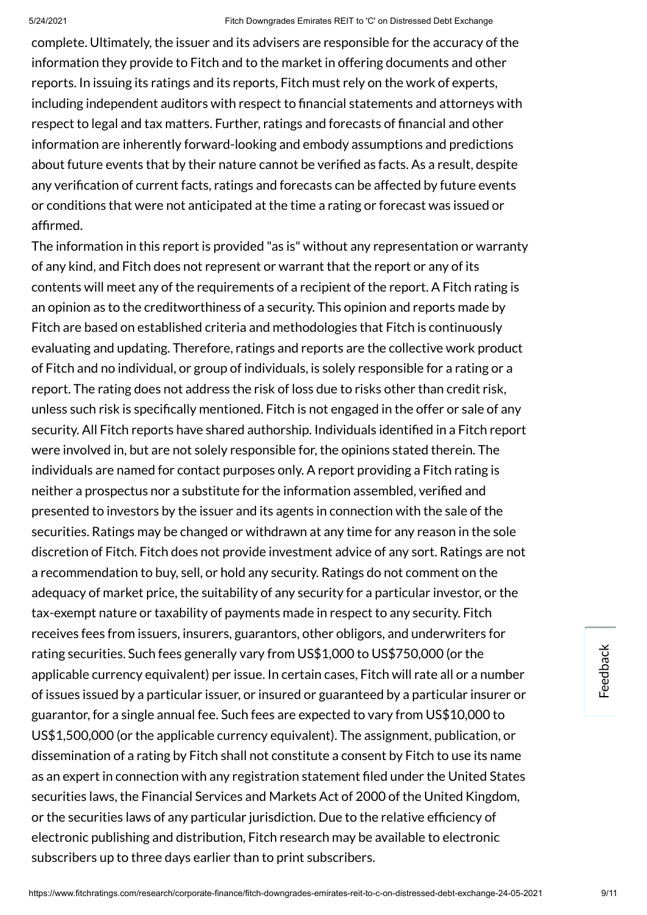complete. Ultimately, the issuer and its advisers are responsible for the accuracy of the information they provide to Fitch and to the market in offering documents and other reports. In issuing its ratings and its reports, Fitch must rely on the work of experts, including independent auditors with respect to financial statements and attorneys with respect to legal and tax matters. Further, ratings and forecasts of financial and other information are inherently forward-looking and embody assumptions and predictions about future events that by their nature cannot be verified as facts. As a result, despite any verification of current facts, ratings and forecasts can be affected by future events or conditions that were not anticipated at the time a rating or forecast was issued or affirmed.

The information in this report is provided "as is" without any representation or warranty of any kind, and Fitch does not represent or warrant that the report or any of its contents will meet any of the requirements of a recipient of the report. A Fitch rating is an opinion as to the creditworthiness of a security. This opinion and reports made by Fitch are based on established criteria and methodologies that Fitch is continuously evaluating and updating. Therefore, ratings and reports are the collective work product of Fitch and no individual, or group of individuals, is solely responsible for a rating or a report. The rating does not address the risk of loss due to risks other than credit risk, unless such risk is specifically mentioned. Fitch is not engaged in the offer or sale of any security. All Fitch reports have shared authorship. Individuals identified in a Fitch report were involved in, but are not solely responsible for, the opinions stated therein. The individuals are named for contact purposes only. A report providing a Fitch rating is neither a prospectus nor a substitute for the information assembled, verified and presented to investors by the issuer and its agents in connection with the sale of the securities. Ratings may be changed or withdrawn at any time for any reason in the sole discretion of Fitch. Fitch does not provide investment advice of any sort. Ratings are not a recommendation to buy, sell, or hold any security. Ratings do not comment on the adequacy of market price, the suitability of any security for a particular investor, or the tax-exempt nature or taxability of payments made in respect to any security. Fitch receives fees from issuers, insurers, guarantors, other obligors, and underwriters for rating securities. Such fees generally vary from US$1,000 to US$750,000 (or the applicable currency equivalent) per issue. In certain cases, Fitch will rate all or a number of issues issued by a particular issuer, or insured or guaranteed by a particular insurer or guarantor, for a single annual fee. Such fees are expected to vary from US$10,000 to US$1,500,000 (or the applicable currency equivalent). The assignment, publication, or dissemination of a rating by Fitch shall not constitute a consent by Fitch to use its name as an expert in connection with any registration statement filed under the United States securities laws, the Financial Services and Markets Act of 2000 of the United Kingdom, or the securities laws of any particular jurisdiction. Due to the relative efficiency of electronic publishing and distribution, Fitch research may be available to electronic subscribers up to three days earlier than to print subscribers.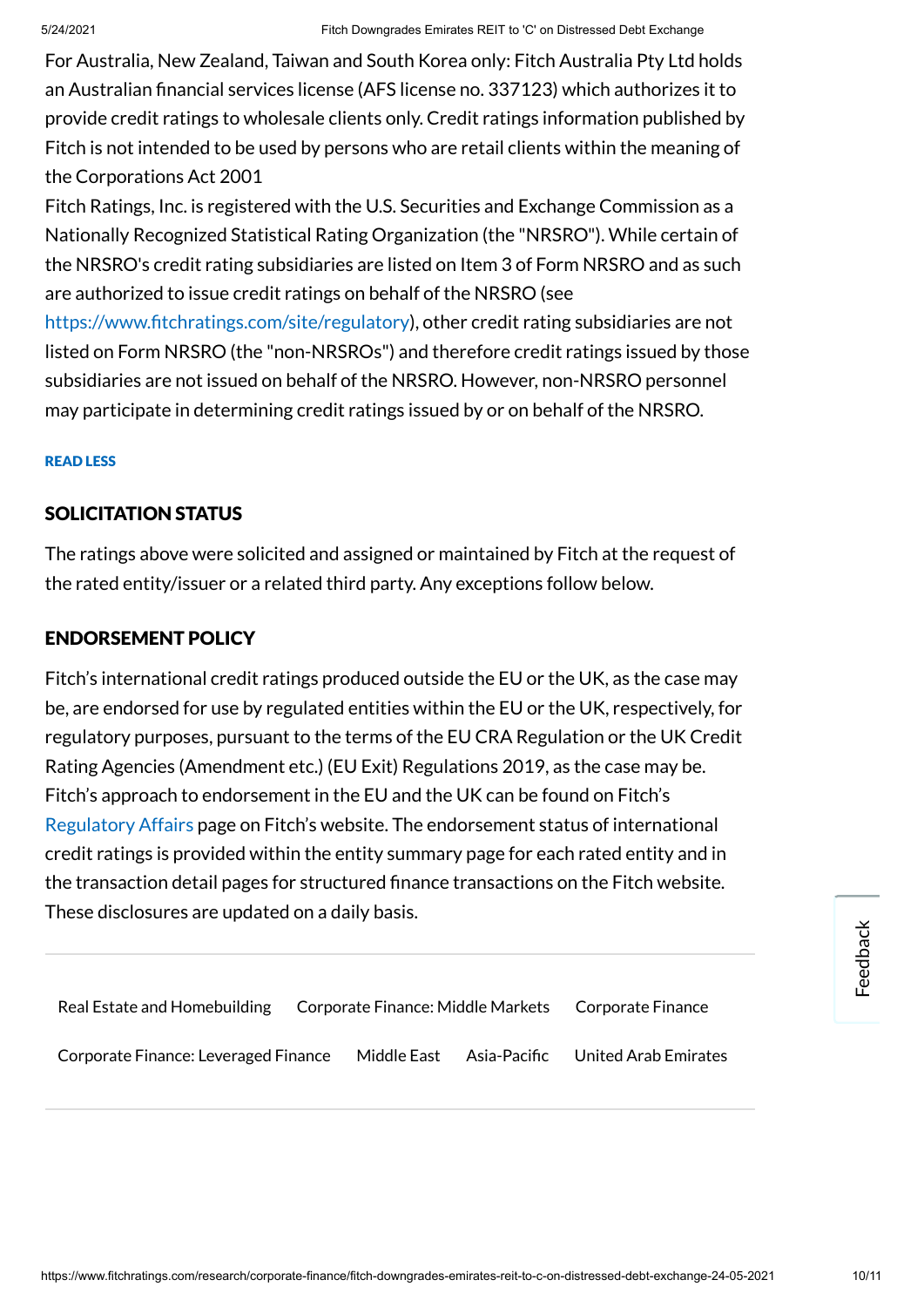For Australia, New Zealand, Taiwan and South Korea only: Fitch Australia Pty Ltd holds an Australian financial services license (AFS license no. 337123) which authorizes it to provide credit ratings to wholesale clients only. Credit ratings information published by Fitch is not intended to be used by persons who are retail clients within the meaning of the Corporations Act 2001

Fitch Ratings, Inc. is registered with the U.S. Securities and Exchange Commission as a Nationally Recognized Statistical Rating Organization (the "NRSRO"). While certain of the NRSRO's credit rating subsidiaries are listed on Item 3 of Form NRSRO and as such are authorized to issue credit ratings on behalf of the NRSRO (see https://www.fitchratings.com/site/regulatory), other credit rating subsidiaries are not listed on Form NRSRO (the "non-NRSROs") and therefore credit ratings issued by those subsidiaries are not issued on behalf of the NRSRO. However, non-NRSRO personnel may participate in determining credit ratings issued by or on behalf of the NRSRO.

READ LESS

## SOLICITATION STATUS

The ratings above were solicited and assigned or maintained by Fitch at the request of the rated entity/issuer or a related third party. Any exceptions follow below.

## ENDORSEMENT POLICY

Fitch's international credit ratings produced outside the EU or the UK, as the case may be, are endorsed for use by regulated entities within the EU or the UK, respectively, for regulatory purposes, pursuant to the terms of the EU CRA Regulation or the UK Credit Rating Agencies (Amendment etc.) (EU Exit) Regulations 2019, as the case may be. Fitch's approach to endorsement in the EU and the UK can be found on Fitch's Regulatory Affairs page on Fitch's website. The endorsement status of international credit ratings is provided within the entity summary page for each rated entity and in the transaction detail pages for structured finance transactions on the Fitch website. These disclosures are updated on a daily basis.

Real Estate and Homebuilding | Corporate Finance: Middle Markets | Corporate Finance | Corporate Finance: Leveraged Finance | Middle East | Asia-Pacific | United Arab Emirates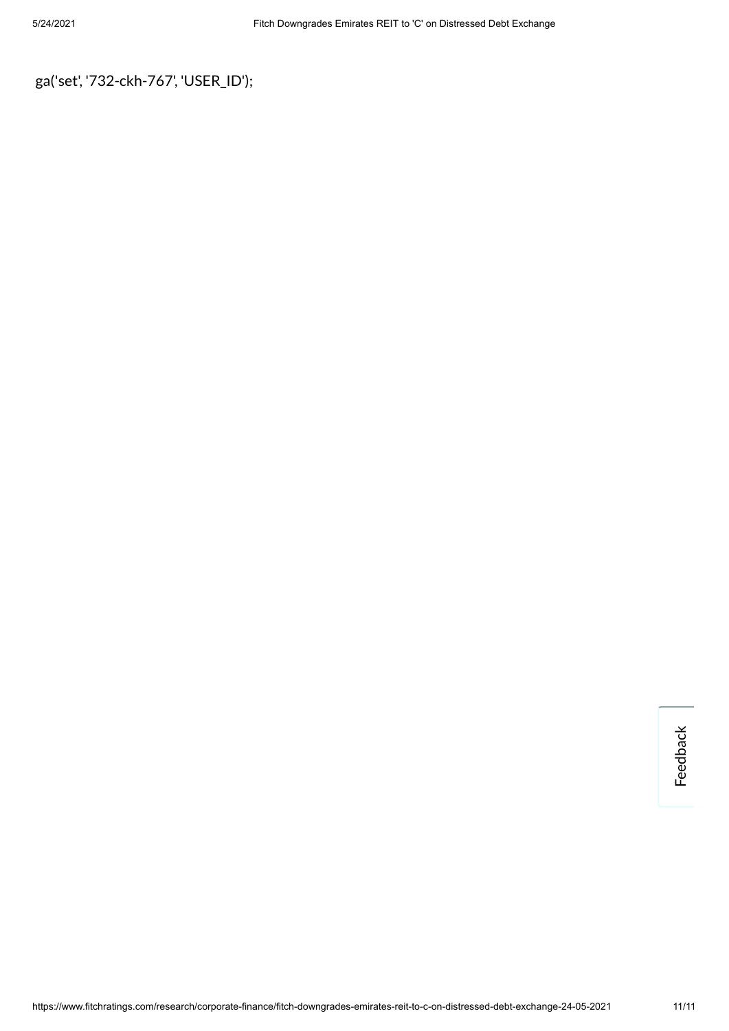ga('set', '732-ckh-767', 'USER_ID');

Feedback